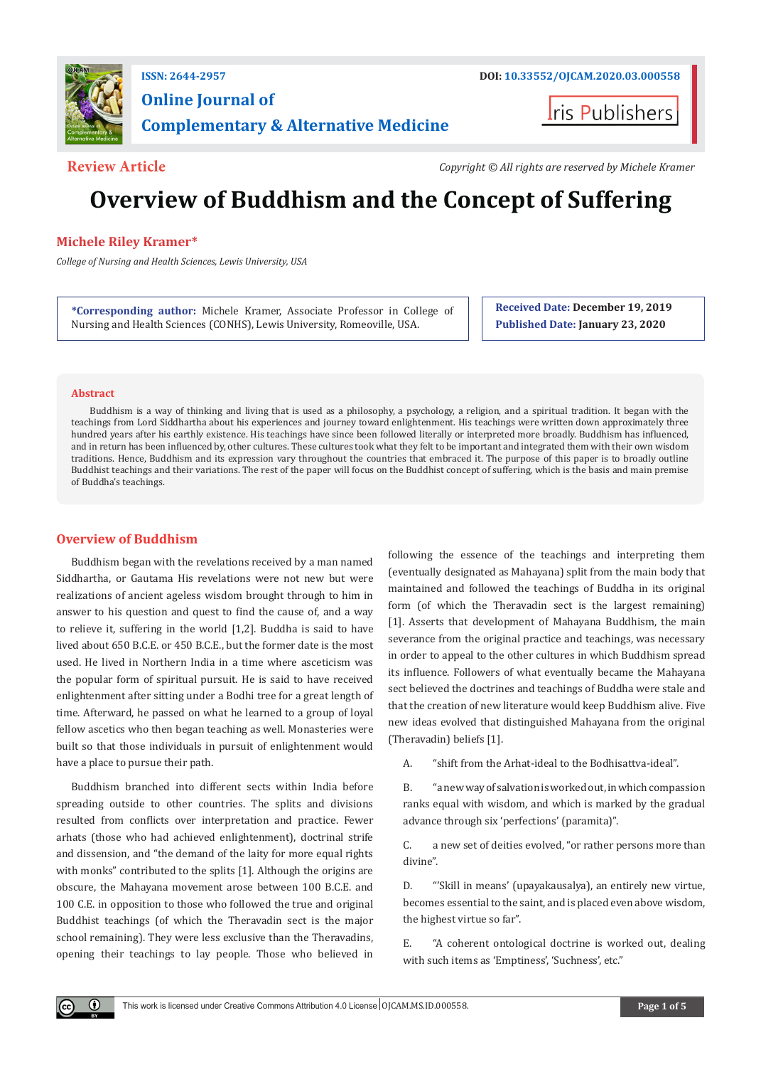ISSN: 2644-2957

DOI: 10.33552/OJCAM.2020.03.000558

# Online Journal of Complementary & Alternative Medicine

Iris Publishers

**Review Article**

*Copyright © All rights are reserved by Michele Kramer*

# Overview of Buddhism and the Concept of Suffering

**Michele Riley Kramer***

*College of Nursing and Health Sciences, Lewis University, USA*

**\*Corresponding author:** Michele Kramer, Associate Professor in College of Nursing and Health Sciences (CONHS), Lewis University, Romeoville, USA.

**Received Date: December 19, 2019**
**Published Date: January 23, 2020**

## Abstract

Buddhism is a way of thinking and living that is used as a philosophy, a psychology, a religion, and a spiritual tradition. It began with the teachings from Lord Siddhartha about his experiences and journey toward enlightenment. His teachings were written down approximately three hundred years after his earthly existence. His teachings have since been followed literally or interpreted more broadly. Buddhism has influenced, and in return has been influenced by, other cultures. These cultures took what they felt to be important and integrated them with their own wisdom traditions. Hence, Buddhism and its expression vary throughout the countries that embraced it. The purpose of this paper is to broadly outline Buddhist teachings and their variations. The rest of the paper will focus on the Buddhist concept of suffering, which is the basis and main premise of Buddha's teachings.

## Overview of Buddhism

Buddhism began with the revelations received by a man named Siddhartha, or Gautama His revelations were not new but were realizations of ancient ageless wisdom brought through to him in answer to his question and quest to find the cause of, and a way to relieve it, suffering in the world [1,2]. Buddha is said to have lived about 650 B.C.E. or 450 B.C.E., but the former date is the most used. He lived in Northern India in a time where asceticism was the popular form of spiritual pursuit. He is said to have received enlightenment after sitting under a Bodhi tree for a great length of time. Afterward, he passed on what he learned to a group of loyal fellow ascetics who then began teaching as well. Monasteries were built so that those individuals in pursuit of enlightenment would have a place to pursue their path.

Buddhism branched into different sects within India before spreading outside to other countries. The splits and divisions resulted from conflicts over interpretation and practice. Fewer arhats (those who had achieved enlightenment), doctrinal strife and dissension, and "the demand of the laity for more equal rights with monks" contributed to the splits [1]. Although the origins are obscure, the Mahayana movement arose between 100 B.C.E. and 100 C.E. in opposition to those who followed the true and original Buddhist teachings (of which the Theravadin sect is the major school remaining). They were less exclusive than the Theravadins, opening their teachings to lay people. Those who believed in following the essence of the teachings and interpreting them (eventually designated as Mahayana) split from the main body that maintained and followed the teachings of Buddha in its original form (of which the Theravadin sect is the largest remaining) [1]. Asserts that development of Mahayana Buddhism, the main severance from the original practice and teachings, was necessary in order to appeal to the other cultures in which Buddhism spread its influence. Followers of what eventually became the Mahayana sect believed the doctrines and teachings of Buddha were stale and that the creation of new literature would keep Buddhism alive. Five new ideas evolved that distinguished Mahayana from the original (Theravadin) beliefs [1].

A. "shift from the Arhat-ideal to the Bodhisattva-ideal".

B. "a new way of salvation is worked out, in which compassion ranks equal with wisdom, and which is marked by the gradual advance through six 'perfections' (paramita)".

C. a new set of deities evolved, "or rather persons more than divine".

D. "'Skill in means' (upayakausalya), an entirely new virtue, becomes essential to the saint, and is placed even above wisdom, the highest virtue so far".

E. "A coherent ontological doctrine is worked out, dealing with such items as 'Emptiness', 'Suchness', etc."

This work is licensed under Creative Commons Attribution 4.0 License | OJCAM.MS.ID.000558.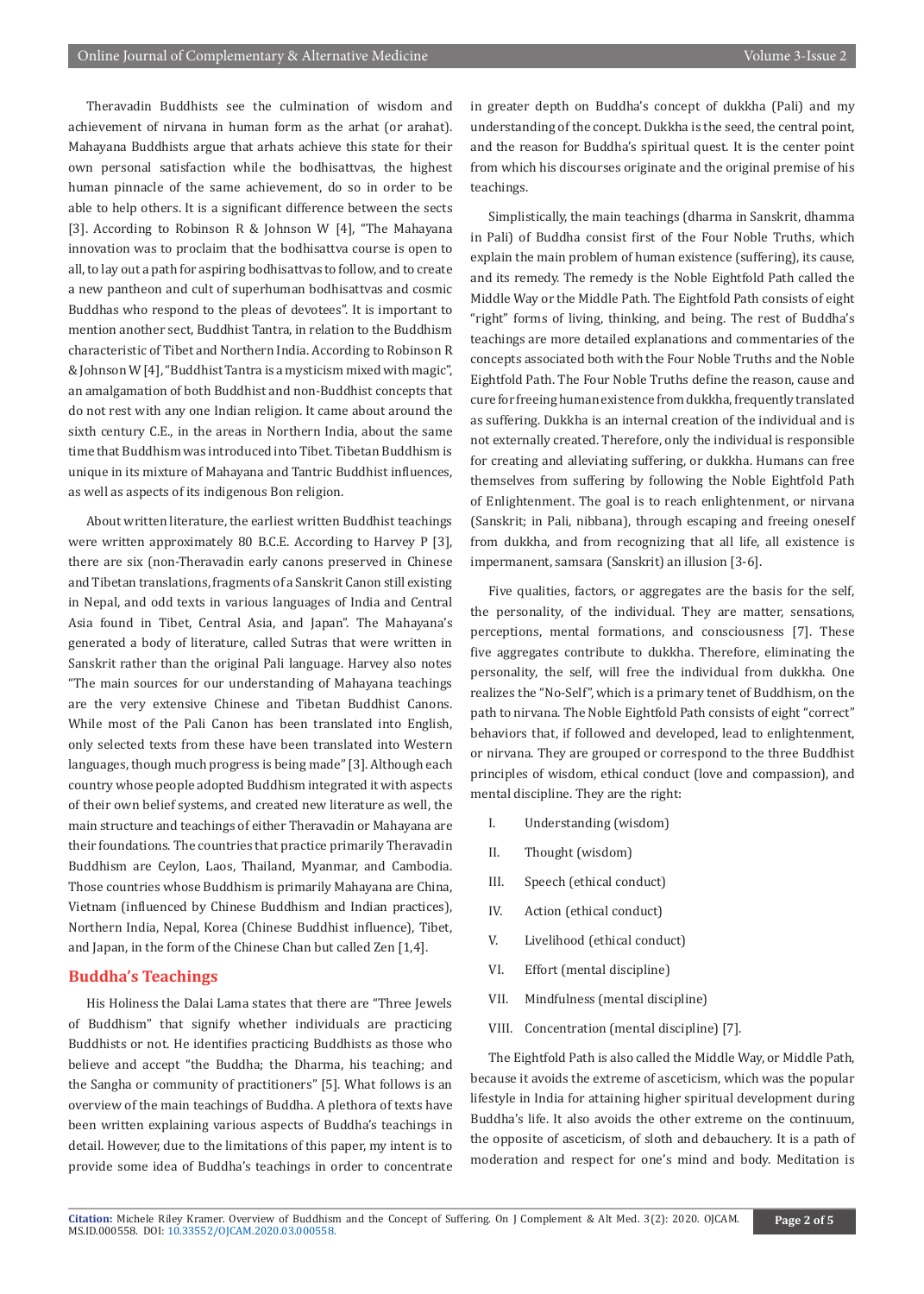Theravadin Buddhists see the culmination of wisdom and achievement of nirvana in human form as the arhat (or arahat). Mahayana Buddhists argue that arhats achieve this state for their own personal satisfaction while the bodhisattvas, the highest human pinnacle of the same achievement, do so in order to be able to help others. It is a significant difference between the sects [3]. According to Robinson R & Johnson W [4], "The Mahayana innovation was to proclaim that the bodhisattva course is open to all, to lay out a path for aspiring bodhisattvas to follow, and to create a new pantheon and cult of superhuman bodhisattvas and cosmic Buddhas who respond to the pleas of devotees". It is important to mention another sect, Buddhist Tantra, in relation to the Buddhism characteristic of Tibet and Northern India. According to Robinson R & Johnson W [4], "Buddhist Tantra is a mysticism mixed with magic", an amalgamation of both Buddhist and non-Buddhist concepts that do not rest with any one Indian religion. It came about around the sixth century C.E., in the areas in Northern India, about the same time that Buddhism was introduced into Tibet. Tibetan Buddhism is unique in its mixture of Mahayana and Tantric Buddhist influences, as well as aspects of its indigenous Bon religion.

About written literature, the earliest written Buddhist teachings were written approximately 80 B.C.E. According to Harvey P [3], there are six (non-Theravadin early canons preserved in Chinese and Tibetan translations, fragments of a Sanskrit Canon still existing in Nepal, and odd texts in various languages of India and Central Asia found in Tibet, Central Asia, and Japan". The Mahayana's generated a body of literature, called Sutras that were written in Sanskrit rather than the original Pali language. Harvey also notes "The main sources for our understanding of Mahayana teachings are the very extensive Chinese and Tibetan Buddhist Canons. While most of the Pali Canon has been translated into English, only selected texts from these have been translated into Western languages, though much progress is being made" [3]. Although each country whose people adopted Buddhism integrated it with aspects of their own belief systems, and created new literature as well, the main structure and teachings of either Theravadin or Mahayana are their foundations. The countries that practice primarily Theravadin Buddhism are Ceylon, Laos, Thailand, Myanmar, and Cambodia. Those countries whose Buddhism is primarily Mahayana are China, Vietnam (influenced by Chinese Buddhism and Indian practices), Northern India, Nepal, Korea (Chinese Buddhist influence), Tibet, and Japan, in the form of the Chinese Chan but called Zen [1,4].

## Buddha's Teachings

His Holiness the Dalai Lama states that there are "Three Jewels of Buddhism" that signify whether individuals are practicing Buddhists or not. He identifies practicing Buddhists as those who believe and accept "the Buddha; the Dharma, his teaching; and the Sangha or community of practitioners" [5]. What follows is an overview of the main teachings of Buddha. A plethora of texts have been written explaining various aspects of Buddha's teachings in detail. However, due to the limitations of this paper, my intent is to provide some idea of Buddha's teachings in order to concentrate in greater depth on Buddha's concept of dukkha (Pali) and my understanding of the concept. Dukkha is the seed, the central point, and the reason for Buddha's spiritual quest. It is the center point from which his discourses originate and the original premise of his teachings.

Simplistically, the main teachings (dharma in Sanskrit, dhamma in Pali) of Buddha consist first of the Four Noble Truths, which explain the main problem of human existence (suffering), its cause, and its remedy. The remedy is the Noble Eightfold Path called the Middle Way or the Middle Path. The Eightfold Path consists of eight "right" forms of living, thinking, and being. The rest of Buddha's teachings are more detailed explanations and commentaries of the concepts associated both with the Four Noble Truths and the Noble Eightfold Path. The Four Noble Truths define the reason, cause and cure for freeing human existence from dukkha, frequently translated as suffering. Dukkha is an internal creation of the individual and is not externally created. Therefore, only the individual is responsible for creating and alleviating suffering, or dukkha. Humans can free themselves from suffering by following the Noble Eightfold Path of Enlightenment. The goal is to reach enlightenment, or nirvana (Sanskrit; in Pali, nibbana), through escaping and freeing oneself from dukkha, and from recognizing that all life, all existence is impermanent, samsara (Sanskrit) an illusion [3-6].

Five qualities, factors, or aggregates are the basis for the self, the personality, of the individual. They are matter, sensations, perceptions, mental formations, and consciousness [7]. These five aggregates contribute to dukkha. Therefore, eliminating the personality, the self, will free the individual from dukkha. One realizes the "No-Self", which is a primary tenet of Buddhism, on the path to nirvana. The Noble Eightfold Path consists of eight "correct" behaviors that, if followed and developed, lead to enlightenment, or nirvana. They are grouped or correspond to the three Buddhist principles of wisdom, ethical conduct (love and compassion), and mental discipline. They are the right:

I. Understanding (wisdom)

II. Thought (wisdom)

III. Speech (ethical conduct)

IV. Action (ethical conduct)

V. Livelihood (ethical conduct)

VI. Effort (mental discipline)

VII. Mindfulness (mental discipline)

VIII. Concentration (mental discipline) [7].

The Eightfold Path is also called the Middle Way, or Middle Path, because it avoids the extreme of asceticism, which was the popular lifestyle in India for attaining higher spiritual development during Buddha's life. It also avoids the other extreme on the continuum, the opposite of asceticism, of sloth and debauchery. It is a path of moderation and respect for one's mind and body. Meditation is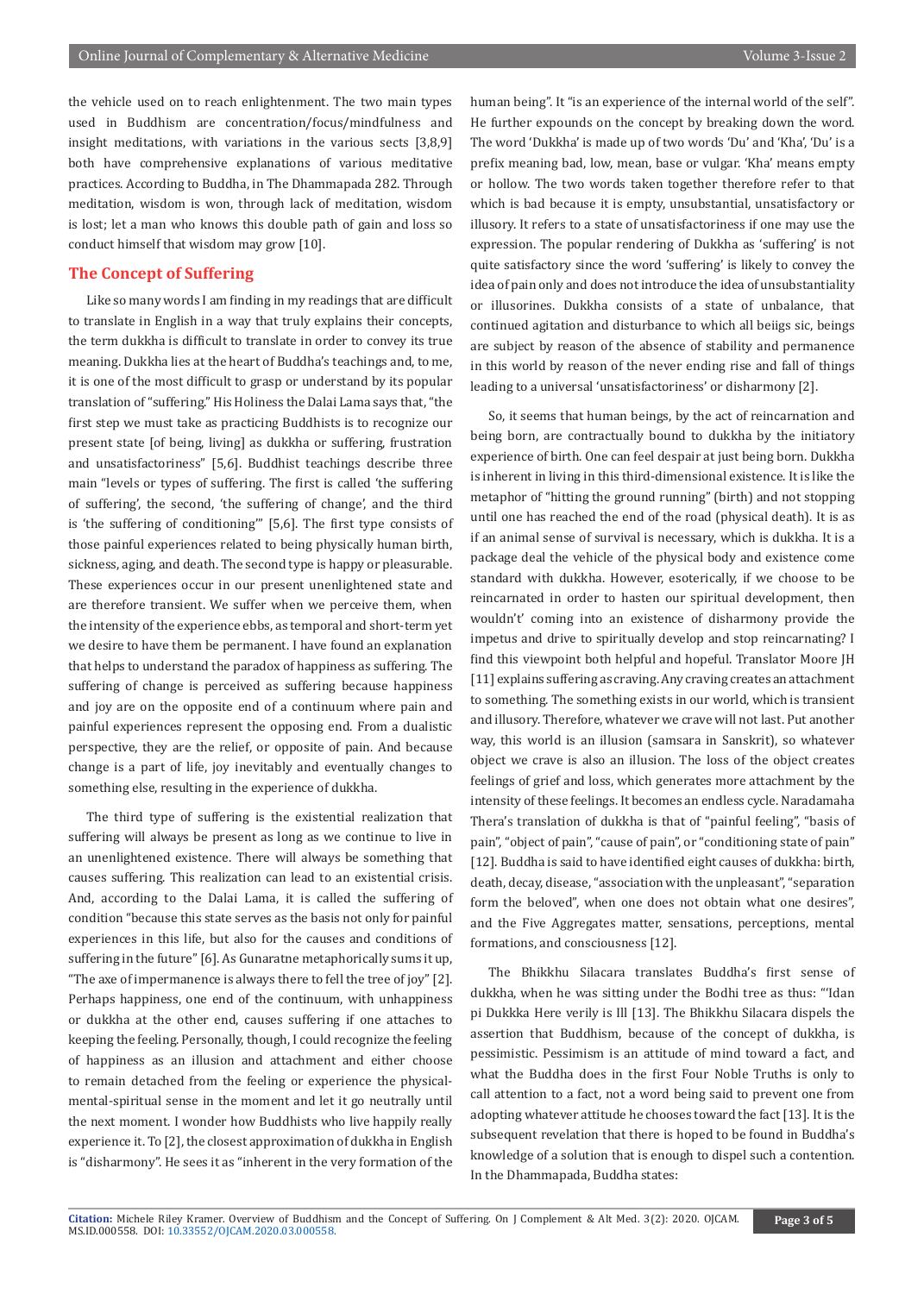the vehicle used on to reach enlightenment. The two main types used in Buddhism are concentration/focus/mindfulness and insight meditations, with variations in the various sects [3,8,9] both have comprehensive explanations of various meditative practices. According to Buddha, in The Dhammapada 282. Through meditation, wisdom is won, through lack of meditation, wisdom is lost; let a man who knows this double path of gain and loss so conduct himself that wisdom may grow [10].

## The Concept of Suffering

Like so many words I am finding in my readings that are difficult to translate in English in a way that truly explains their concepts, the term dukkha is difficult to translate in order to convey its true meaning. Dukkha lies at the heart of Buddha's teachings and, to me, it is one of the most difficult to grasp or understand by its popular translation of "suffering." His Holiness the Dalai Lama says that, "the first step we must take as practicing Buddhists is to recognize our present state [of being, living] as dukkha or suffering, frustration and unsatisfactoriness" [5,6]. Buddhist teachings describe three main "levels or types of suffering. The first is called 'the suffering of suffering', the second, 'the suffering of change', and the third is 'the suffering of conditioning'" [5,6]. The first type consists of those painful experiences related to being physically human birth, sickness, aging, and death. The second type is happy or pleasurable. These experiences occur in our present unenlightened state and are therefore transient. We suffer when we perceive them, when the intensity of the experience ebbs, as temporal and short-term yet we desire to have them be permanent. I have found an explanation that helps to understand the paradox of happiness as suffering. The suffering of change is perceived as suffering because happiness and joy are on the opposite end of a continuum where pain and painful experiences represent the opposing end. From a dualistic perspective, they are the relief, or opposite of pain. And because change is a part of life, joy inevitably and eventually changes to something else, resulting in the experience of dukkha.

The third type of suffering is the existential realization that suffering will always be present as long as we continue to live in an unenlightened existence. There will always be something that causes suffering. This realization can lead to an existential crisis. And, according to the Dalai Lama, it is called the suffering of condition "because this state serves as the basis not only for painful experiences in this life, but also for the causes and conditions of suffering in the future" [6]. As Gunaratne metaphorically sums it up, "The axe of impermanence is always there to fell the tree of joy" [2]. Perhaps happiness, one end of the continuum, with unhappiness or dukkha at the other end, causes suffering if one attaches to keeping the feeling. Personally, though, I could recognize the feeling of happiness as an illusion and attachment and either choose to remain detached from the feeling or experience the physical-mental-spiritual sense in the moment and let it go neutrally until the next moment. I wonder how Buddhists who live happily really experience it. To [2], the closest approximation of dukkha in English is "disharmony". He sees it as "inherent in the very formation of the human being". It "is an experience of the internal world of the self". He further expounds on the concept by breaking down the word. The word 'Dukkha' is made up of two words 'Du' and 'Kha', 'Du' is a prefix meaning bad, low, mean, base or vulgar. 'Kha' means empty or hollow. The two words taken together therefore refer to that which is bad because it is empty, unsubstantial, unsatisfactory or illusory. It refers to a state of unsatisfactoriness if one may use the expression. The popular rendering of Dukkha as 'suffering' is not quite satisfactory since the word 'suffering' is likely to convey the idea of pain only and does not introduce the idea of unsubstantiality or illusorines. Dukkha consists of a state of unbalance, that continued agitation and disturbance to which all beiigs sic, beings are subject by reason of the absence of stability and permanence in this world by reason of the never ending rise and fall of things leading to a universal 'unsatisfactoriness' or disharmony [2].

So, it seems that human beings, by the act of reincarnation and being born, are contractually bound to dukkha by the initiatory experience of birth. One can feel despair at just being born. Dukkha is inherent in living in this third-dimensional existence. It is like the metaphor of "hitting the ground running" (birth) and not stopping until one has reached the end of the road (physical death). It is as if an animal sense of survival is necessary, which is dukkha. It is a package deal the vehicle of the physical body and existence come standard with dukkha. However, esoterically, if we choose to be reincarnated in order to hasten our spiritual development, then wouldn't' coming into an existence of disharmony provide the impetus and drive to spiritually develop and stop reincarnating? I find this viewpoint both helpful and hopeful. Translator Moore JH [11] explains suffering as craving. Any craving creates an attachment to something. The something exists in our world, which is transient and illusory. Therefore, whatever we crave will not last. Put another way, this world is an illusion (samsara in Sanskrit), so whatever object we crave is also an illusion. The loss of the object creates feelings of grief and loss, which generates more attachment by the intensity of these feelings. It becomes an endless cycle. Naradamaha Thera's translation of dukkha is that of "painful feeling", "basis of pain", "object of pain", "cause of pain", or "conditioning state of pain" [12]. Buddha is said to have identified eight causes of dukkha: birth, death, decay, disease, "association with the unpleasant", "separation form the beloved", when one does not obtain what one desires", and the Five Aggregates matter, sensations, perceptions, mental formations, and consciousness [12].

The Bhikkhu Silacara translates Buddha's first sense of dukkha, when he was sitting under the Bodhi tree as thus: "'Idan pi Dukkka Here verily is Ill [13]. The Bhikkhu Silacara dispels the assertion that Buddhism, because of the concept of dukkha, is pessimistic. Pessimism is an attitude of mind toward a fact, and what the Buddha does in the first Four Noble Truths is only to call attention to a fact, not a word being said to prevent one from adopting whatever attitude he chooses toward the fact [13]. It is the subsequent revelation that there is hoped to be found in Buddha's knowledge of a solution that is enough to dispel such a contention. In the Dhammapada, Buddha states: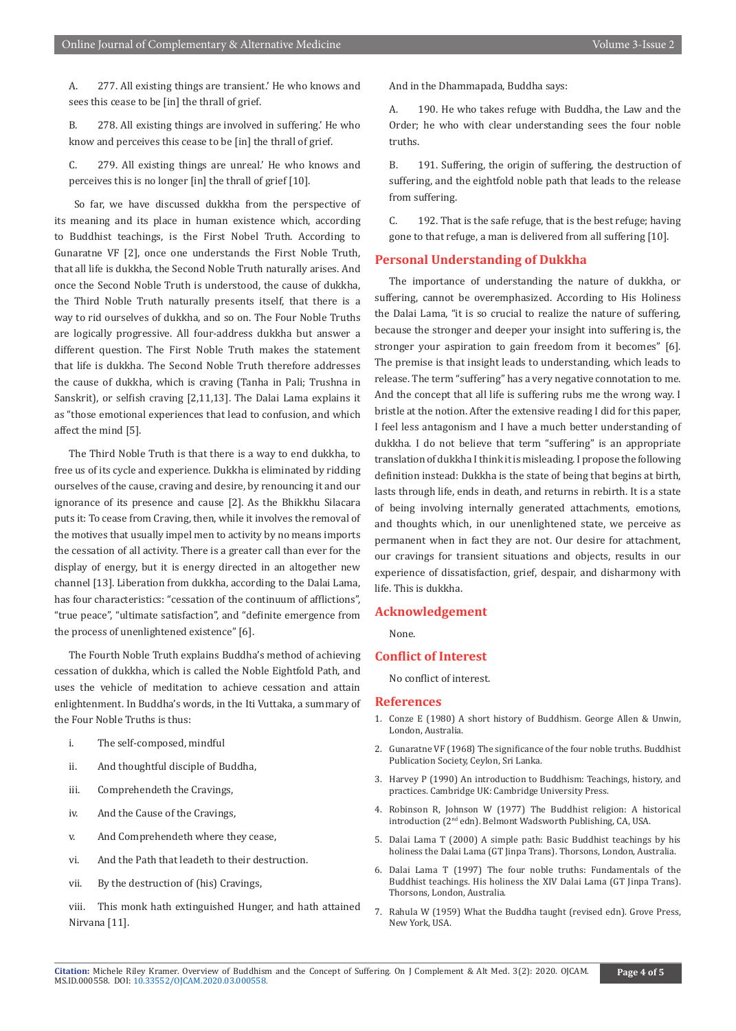A. 277. All existing things are transient.' He who knows and sees this cease to be [in] the thrall of grief.

B. 278. All existing things are involved in suffering.' He who know and perceives this cease to be [in] the thrall of grief.

C. 279. All existing things are unreal.' He who knows and perceives this is no longer [in] the thrall of grief [10].

So far, we have discussed dukkha from the perspective of its meaning and its place in human existence which, according to Buddhist teachings, is the First Nobel Truth. According to Gunaratne VF [2], once one understands the First Noble Truth, that all life is dukkha, the Second Noble Truth naturally arises. And once the Second Noble Truth is understood, the cause of dukkha, the Third Noble Truth naturally presents itself, that there is a way to rid ourselves of dukkha, and so on. The Four Noble Truths are logically progressive. All four-address dukkha but answer a different question. The First Noble Truth makes the statement that life is dukkha. The Second Noble Truth therefore addresses the cause of dukkha, which is craving (Tanha in Pali; Trushna in Sanskrit), or selfish craving [2,11,13]. The Dalai Lama explains it as "those emotional experiences that lead to confusion, and which affect the mind [5].

The Third Noble Truth is that there is a way to end dukkha, to free us of its cycle and experience. Dukkha is eliminated by ridding ourselves of the cause, craving and desire, by renouncing it and our ignorance of its presence and cause [2]. As the Bhikkhu Silacara puts it: To cease from Craving, then, while it involves the removal of the motives that usually impel men to activity by no means imports the cessation of all activity. There is a greater call than ever for the display of energy, but it is energy directed in an altogether new channel [13]. Liberation from dukkha, according to the Dalai Lama, has four characteristics: "cessation of the continuum of afflictions", "true peace", "ultimate satisfaction", and "definite emergence from the process of unenlightened existence" [6].

The Fourth Noble Truth explains Buddha's method of achieving cessation of dukkha, which is called the Noble Eightfold Path, and uses the vehicle of meditation to achieve cessation and attain enlightenment. In Buddha's words, in the Iti Vuttaka, a summary of the Four Noble Truths is thus:

i. The self-composed, mindful

ii. And thoughtful disciple of Buddha,

iii. Comprehendeth the Cravings,

iv. And the Cause of the Cravings,

v. And Comprehendeth where they cease,

vi. And the Path that leadeth to their destruction.

vii. By the destruction of (his) Cravings,

viii. This monk hath extinguished Hunger, and hath attained Nirvana [11].

And in the Dhammapada, Buddha says:

A. 190. He who takes refuge with Buddha, the Law and the Order; he who with clear understanding sees the four noble truths.

B. 191. Suffering, the origin of suffering, the destruction of suffering, and the eightfold noble path that leads to the release from suffering.

C. 192. That is the safe refuge, that is the best refuge; having gone to that refuge, a man is delivered from all suffering [10].

## Personal Understanding of Dukkha

The importance of understanding the nature of dukkha, or suffering, cannot be overemphasized. According to His Holiness the Dalai Lama, "it is so crucial to realize the nature of suffering, because the stronger and deeper your insight into suffering is, the stronger your aspiration to gain freedom from it becomes" [6]. The premise is that insight leads to understanding, which leads to release. The term "suffering" has a very negative connotation to me. And the concept that all life is suffering rubs me the wrong way. I bristle at the notion. After the extensive reading I did for this paper, I feel less antagonism and I have a much better understanding of dukkha. I do not believe that term "suffering" is an appropriate translation of dukkha I think it is misleading. I propose the following definition instead: Dukkha is the state of being that begins at birth, lasts through life, ends in death, and returns in rebirth. It is a state of being involving internally generated attachments, emotions, and thoughts which, in our unenlightened state, we perceive as permanent when in fact they are not. Our desire for attachment, our cravings for transient situations and objects, results in our experience of dissatisfaction, grief, despair, and disharmony with life. This is dukkha.

## Acknowledgement

None.

## Conflict of Interest

No conflict of interest.

## References

1. Conze E (1980) A short history of Buddhism. George Allen & Unwin, London, Australia.
2. Gunaratne VF (1968) The significance of the four noble truths. Buddhist Publication Society, Ceylon, Sri Lanka.
3. Harvey P (1990) An introduction to Buddhism: Teachings, history, and practices. Cambridge UK: Cambridge University Press.
4. Robinson R, Johnson W (1977) The Buddhist religion: A historical introduction (2nd edn). Belmont Wadsworth Publishing, CA, USA.
5. Dalai Lama T (2000) A simple path: Basic Buddhist teachings by his holiness the Dalai Lama (GT Jinpa Trans). Thorsons, London, Australia.
6. Dalai Lama T (1997) The four noble truths: Fundamentals of the Buddhist teachings. His holiness the XIV Dalai Lama (GT Jinpa Trans). Thorsons, London, Australia.
7. Rahula W (1959) What the Buddha taught (revised edn). Grove Press, New York, USA.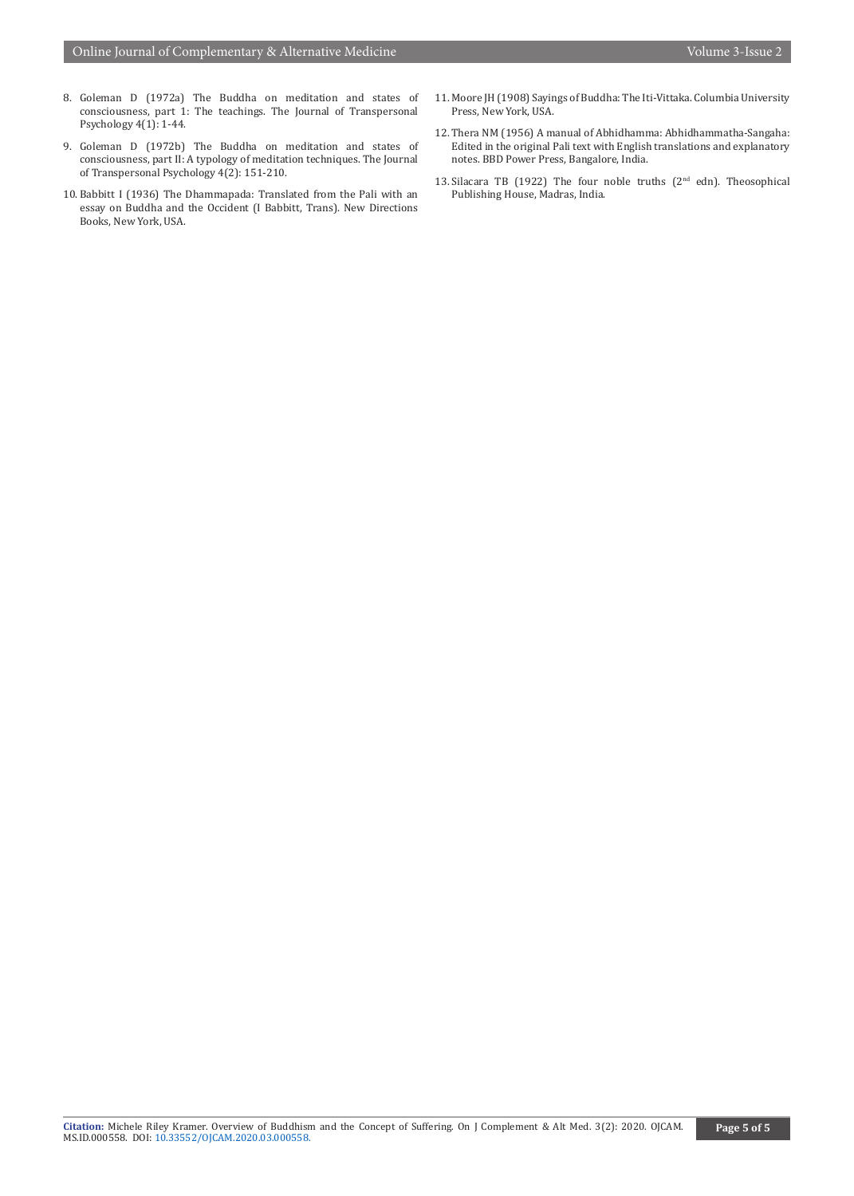8. Goleman D (1972a) The Buddha on meditation and states of consciousness, part 1: The teachings. The Journal of Transpersonal Psychology 4(1): 1-44.
9. Goleman D (1972b) The Buddha on meditation and states of consciousness, part II: A typology of meditation techniques. The Journal of Transpersonal Psychology 4(2): 151-210.
10. Babbitt I (1936) The Dhammapada: Translated from the Pali with an essay on Buddha and the Occident (I Babbitt, Trans). New Directions Books, New York, USA.
11. Moore JH (1908) Sayings of Buddha: The Iti-Vittaka. Columbia University Press, New York, USA.
12. Thera NM (1956) A manual of Abhidhamma: Abhidhammatha-Sangaha: Edited in the original Pali text with English translations and explanatory notes. BBD Power Press, Bangalore, India.
13. Silacara TB (1922) The four noble truths (2nd edn). Theosophical Publishing House, Madras, India.